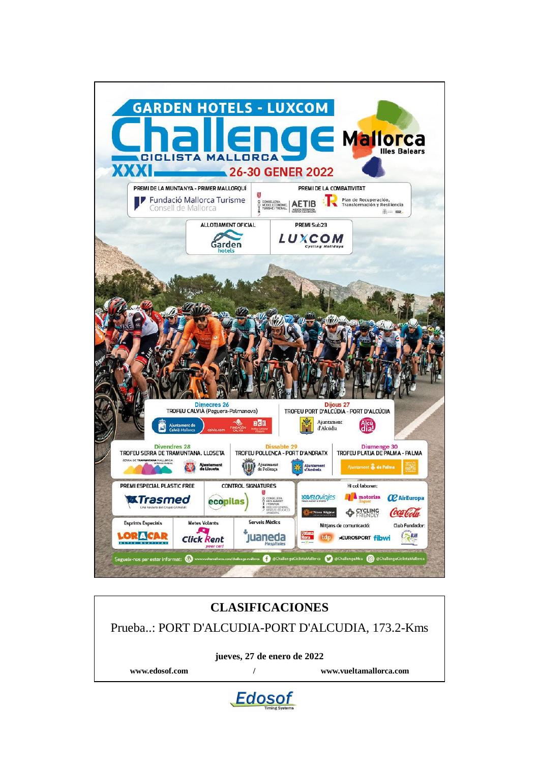# CLASIFICACIONES

Prueba..: PORT D'ALCUDIA-PORT D'ALCUDIA, 173.2-Kms

**jueves, 27 de enero de 2022**

**www.edosof.com** / **www.vueltamallorca.com**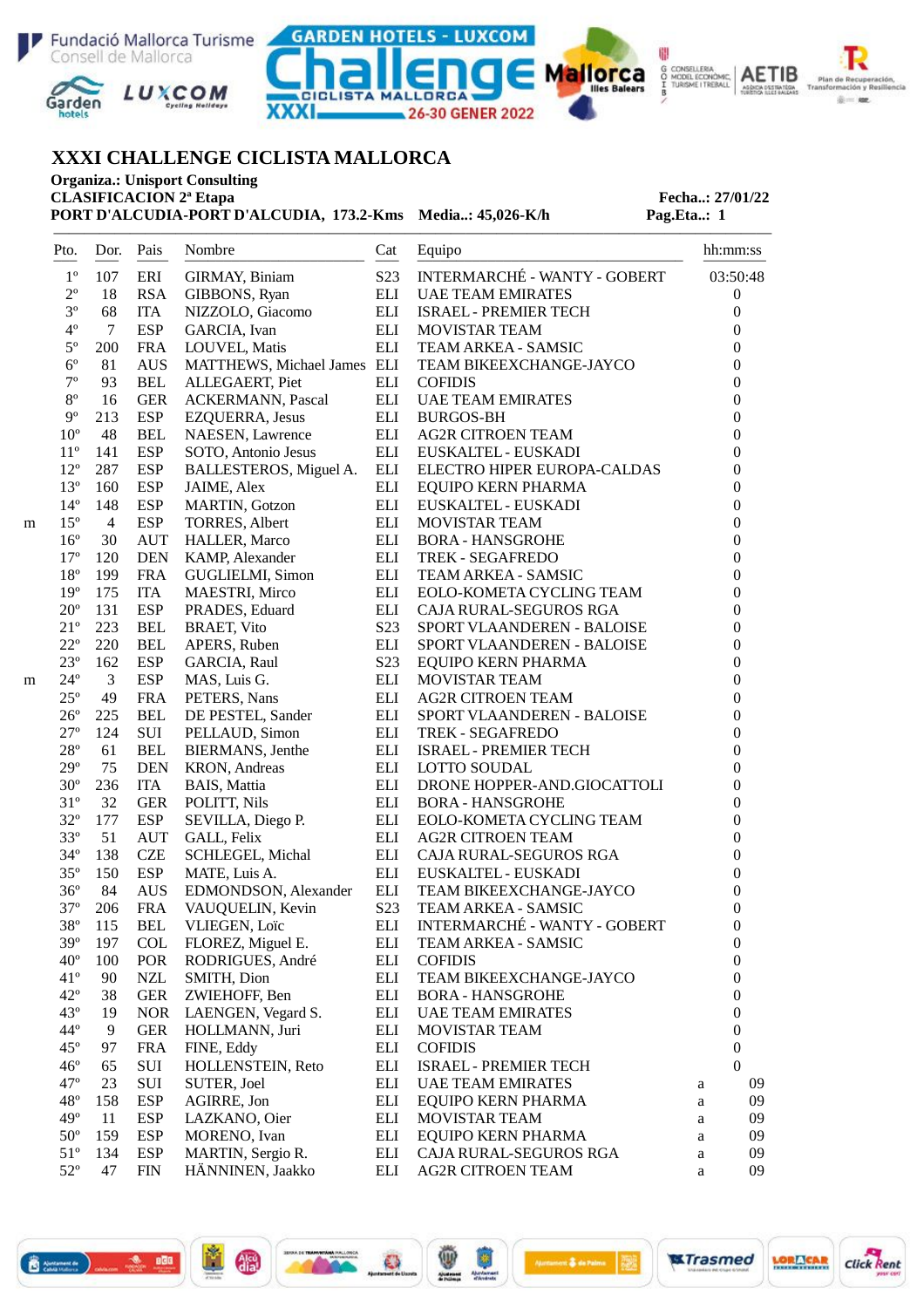# XXXI CHALLENGE CICLISTA MALLORCA

**Organiza.: Unisport Consulting**
**CLASIFICACION 2ª Etapa** — **Fecha..: 27/01/22**
**PORT D'ALCUDIA-PORT D'ALCUDIA, 173.2-Kms** — **Media..: 45,026-K/h** — **Pag.Eta..: 1**

| | Pto. | Dor. | Pais | Nombre | Cat | Equipo | | hh:mm:ss |
|---|---|---|---|---|---|---|---|---|
| | 1º | 107 | ERI | GIRMAY, Biniam | S23 | INTERMARCHÉ - WANTY - GOBERT | | 03:50:48 |
| | 2º | 18 | RSA | GIBBONS, Ryan | ELI | UAE TEAM EMIRATES | | 0 |
| | 3º | 68 | ITA | NIZZOLO, Giacomo | ELI | ISRAEL - PREMIER TECH | | 0 |
| | 4º | 7 | ESP | GARCIA, Ivan | ELI | MOVISTAR TEAM | | 0 |
| | 5º | 200 | FRA | LOUVEL, Matis | ELI | TEAM ARKEA - SAMSIC | | 0 |
| | 6º | 81 | AUS | MATTHEWS, Michael James | ELI | TEAM BIKEEXCHANGE-JAYCO | | 0 |
| | 7º | 93 | BEL | ALLEGAERT, Piet | ELI | COFIDIS | | 0 |
| | 8º | 16 | GER | ACKERMANN, Pascal | ELI | UAE TEAM EMIRATES | | 0 |
| | 9º | 213 | ESP | EZQUERRA, Jesus | ELI | BURGOS-BH | | 0 |
| | 10º | 48 | BEL | NAESEN, Lawrence | ELI | AG2R CITROEN TEAM | | 0 |
| | 11º | 141 | ESP | SOTO, Antonio Jesus | ELI | EUSKALTEL - EUSKADI | | 0 |
| | 12º | 287 | ESP | BALLESTEROS, Miguel A. | ELI | ELECTRO HIPER EUROPA-CALDAS | | 0 |
| | 13º | 160 | ESP | JAIME, Alex | ELI | EQUIPO KERN PHARMA | | 0 |
| | 14º | 148 | ESP | MARTIN, Gotzon | ELI | EUSKALTEL - EUSKADI | | 0 |
| m | 15º | 4 | ESP | TORRES, Albert | ELI | MOVISTAR TEAM | | 0 |
| | 16º | 30 | AUT | HALLER, Marco | ELI | BORA - HANSGROHE | | 0 |
| | 17º | 120 | DEN | KAMP, Alexander | ELI | TREK - SEGAFREDO | | 0 |
| | 18º | 199 | FRA | GUGLIELMI, Simon | ELI | TEAM ARKEA - SAMSIC | | 0 |
| | 19º | 175 | ITA | MAESTRI, Mirco | ELI | EOLO-KOMETA CYCLING TEAM | | 0 |
| | 20º | 131 | ESP | PRADES, Eduard | ELI | CAJA RURAL-SEGUROS RGA | | 0 |
| | 21º | 223 | BEL | BRAET, Vito | S23 | SPORT VLAANDEREN - BALOISE | | 0 |
| | 22º | 220 | BEL | APERS, Ruben | ELI | SPORT VLAANDEREN - BALOISE | | 0 |
| | 23º | 162 | ESP | GARCIA, Raul | S23 | EQUIPO KERN PHARMA | | 0 |
| m | 24º | 3 | ESP | MAS, Luis G. | ELI | MOVISTAR TEAM | | 0 |
| | 25º | 49 | FRA | PETERS, Nans | ELI | AG2R CITROEN TEAM | | 0 |
| | 26º | 225 | BEL | DE PESTEL, Sander | ELI | SPORT VLAANDEREN - BALOISE | | 0 |
| | 27º | 124 | SUI | PELLAUD, Simon | ELI | TREK - SEGAFREDO | | 0 |
| | 28º | 61 | BEL | BIERMANS, Jenthe | ELI | ISRAEL - PREMIER TECH | | 0 |
| | 29º | 75 | DEN | KRON, Andreas | ELI | LOTTO SOUDAL | | 0 |
| | 30º | 236 | ITA | BAIS, Mattia | ELI | DRONE HOPPER-AND.GIOCATTOLI | | 0 |
| | 31º | 32 | GER | POLITT, Nils | ELI | BORA - HANSGROHE | | 0 |
| | 32º | 177 | ESP | SEVILLA, Diego P. | ELI | EOLO-KOMETA CYCLING TEAM | | 0 |
| | 33º | 51 | AUT | GALL, Felix | ELI | AG2R CITROEN TEAM | | 0 |
| | 34º | 138 | CZE | SCHLEGEL, Michal | ELI | CAJA RURAL-SEGUROS RGA | | 0 |
| | 35º | 150 | ESP | MATE, Luis A. | ELI | EUSKALTEL - EUSKADI | | 0 |
| | 36º | 84 | AUS | EDMONDSON, Alexander | ELI | TEAM BIKEEXCHANGE-JAYCO | | 0 |
| | 37º | 206 | FRA | VAUQUELIN, Kevin | S23 | TEAM ARKEA - SAMSIC | | 0 |
| | 38º | 115 | BEL | VLIEGEN, Loïc | ELI | INTERMARCHÉ - WANTY - GOBERT | | 0 |
| | 39º | 197 | COL | FLOREZ, Miguel E. | ELI | TEAM ARKEA - SAMSIC | | 0 |
| | 40º | 100 | POR | RODRIGUES, André | ELI | COFIDIS | | 0 |
| | 41º | 90 | NZL | SMITH, Dion | ELI | TEAM BIKEEXCHANGE-JAYCO | | 0 |
| | 42º | 38 | GER | ZWIEHOFF, Ben | ELI | BORA - HANSGROHE | | 0 |
| | 43º | 19 | NOR | LAENGEN, Vegard S. | ELI | UAE TEAM EMIRATES | | 0 |
| | 44º | 9 | GER | HOLLMANN, Juri | ELI | MOVISTAR TEAM | | 0 |
| | 45º | 97 | FRA | FINE, Eddy | ELI | COFIDIS | | 0 |
| | 46º | 65 | SUI | HOLLENSTEIN, Reto | ELI | ISRAEL - PREMIER TECH | | 0 |
| | 47º | 23 | SUI | SUTER, Joel | ELI | UAE TEAM EMIRATES | a | 09 |
| | 48º | 158 | ESP | AGIRRE, Jon | ELI | EQUIPO KERN PHARMA | a | 09 |
| | 49º | 11 | ESP | LAZKANO, Oier | ELI | MOVISTAR TEAM | a | 09 |
| | 50º | 159 | ESP | MORENO, Ivan | ELI | EQUIPO KERN PHARMA | a | 09 |
| | 51º | 134 | ESP | MARTIN, Sergio R. | ELI | CAJA RURAL-SEGUROS RGA | a | 09 |
| | 52º | 47 | FIN | HÄNNINEN, Jaakko | ELI | AG2R CITROEN TEAM | a | 09 |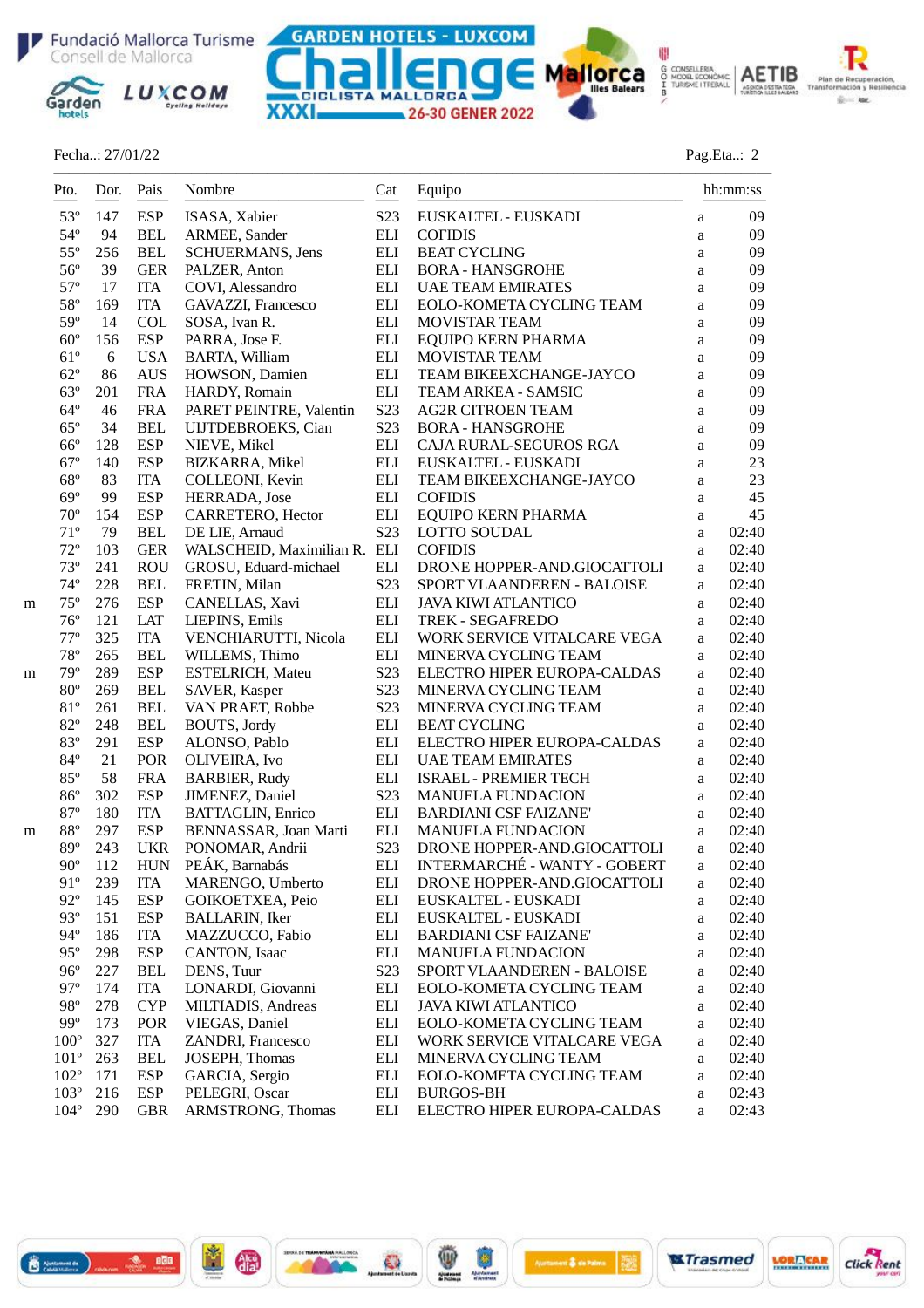Fecha..: 27/01/22 Pag.Eta..: 2

| | Pto. | Dor. | Pais | Nombre | Cat | Equipo | | hh:mm:ss |
|---|---|---|---|---|---|---|---|---|
| | 53º | 147 | ESP | ISASA, Xabier | S23 | EUSKALTEL - EUSKADI | a | 09 |
| | 54º | 94 | BEL | ARMEE, Sander | ELI | COFIDIS | a | 09 |
| | 55º | 256 | BEL | SCHUERMANS, Jens | ELI | BEAT CYCLING | a | 09 |
| | 56º | 39 | GER | PALZER, Anton | ELI | BORA - HANSGROHE | a | 09 |
| | 57º | 17 | ITA | COVI, Alessandro | ELI | UAE TEAM EMIRATES | a | 09 |
| | 58º | 169 | ITA | GAVAZZI, Francesco | ELI | EOLO-KOMETA CYCLING TEAM | a | 09 |
| | 59º | 14 | COL | SOSA, Ivan R. | ELI | MOVISTAR TEAM | a | 09 |
| | 60º | 156 | ESP | PARRA, Jose F. | ELI | EQUIPO KERN PHARMA | a | 09 |
| | 61º | 6 | USA | BARTA, William | ELI | MOVISTAR TEAM | a | 09 |
| | 62º | 86 | AUS | HOWSON, Damien | ELI | TEAM BIKEEXCHANGE-JAYCO | a | 09 |
| | 63º | 201 | FRA | HARDY, Romain | ELI | TEAM ARKEA - SAMSIC | a | 09 |
| | 64º | 46 | FRA | PARET PEINTRE, Valentin | S23 | AG2R CITROEN TEAM | a | 09 |
| | 65º | 34 | BEL | UIJTDEBROEKS, Cian | S23 | BORA - HANSGROHE | a | 09 |
| | 66º | 128 | ESP | NIEVE, Mikel | ELI | CAJA RURAL-SEGUROS RGA | a | 09 |
| | 67º | 140 | ESP | BIZKARRA, Mikel | ELI | EUSKALTEL - EUSKADI | a | 23 |
| | 68º | 83 | ITA | COLLEONI, Kevin | ELI | TEAM BIKEEXCHANGE-JAYCO | a | 23 |
| | 69º | 99 | ESP | HERRADA, Jose | ELI | COFIDIS | a | 45 |
| | 70º | 154 | ESP | CARRETERO, Hector | ELI | EQUIPO KERN PHARMA | a | 45 |
| | 71º | 79 | BEL | DE LIE, Arnaud | S23 | LOTTO SOUDAL | a | 02:40 |
| | 72º | 103 | GER | WALSCHEID, Maximilian R. | ELI | COFIDIS | a | 02:40 |
| | 73º | 241 | ROU | GROSU, Eduard-michael | ELI | DRONE HOPPER-AND.GIOCATTOLI | a | 02:40 |
| | 74º | 228 | BEL | FRETIN, Milan | S23 | SPORT VLAANDEREN - BALOISE | a | 02:40 |
| m | 75º | 276 | ESP | CANELLAS, Xavi | ELI | JAVA KIWI ATLANTICO | a | 02:40 |
| | 76º | 121 | LAT | LIEPINS, Emils | ELI | TREK - SEGAFREDO | a | 02:40 |
| | 77º | 325 | ITA | VENCHIARUTTI, Nicola | ELI | WORK SERVICE VITALCARE VEGA | a | 02:40 |
| | 78º | 265 | BEL | WILLEMS, Thimo | ELI | MINERVA CYCLING TEAM | a | 02:40 |
| m | 79º | 289 | ESP | ESTELRICH, Mateu | S23 | ELECTRO HIPER EUROPA-CALDAS | a | 02:40 |
| | 80º | 269 | BEL | SAVER, Kasper | S23 | MINERVA CYCLING TEAM | a | 02:40 |
| | 81º | 261 | BEL | VAN PRAET, Robbe | S23 | MINERVA CYCLING TEAM | a | 02:40 |
| | 82º | 248 | BEL | BOUTS, Jordy | ELI | BEAT CYCLING | a | 02:40 |
| | 83º | 291 | ESP | ALONSO, Pablo | ELI | ELECTRO HIPER EUROPA-CALDAS | a | 02:40 |
| | 84º | 21 | POR | OLIVEIRA, Ivo | ELI | UAE TEAM EMIRATES | a | 02:40 |
| | 85º | 58 | FRA | BARBIER, Rudy | ELI | ISRAEL - PREMIER TECH | a | 02:40 |
| | 86º | 302 | ESP | JIMENEZ, Daniel | S23 | MANUELA FUNDACION | a | 02:40 |
| | 87º | 180 | ITA | BATTAGLIN, Enrico | ELI | BARDIANI CSF FAIZANE' | a | 02:40 |
| m | 88º | 297 | ESP | BENNASSAR, Joan Marti | ELI | MANUELA FUNDACION | a | 02:40 |
| | 89º | 243 | UKR | PONOMAR, Andrii | S23 | DRONE HOPPER-AND.GIOCATTOLI | a | 02:40 |
| | 90º | 112 | HUN | PEÁK, Barnabás | ELI | INTERMARCHÉ - WANTY - GOBERT | a | 02:40 |
| | 91º | 239 | ITA | MARENGO, Umberto | ELI | DRONE HOPPER-AND.GIOCATTOLI | a | 02:40 |
| | 92º | 145 | ESP | GOIKOETXEA, Peio | ELI | EUSKALTEL - EUSKADI | a | 02:40 |
| | 93º | 151 | ESP | BALLARIN, Iker | ELI | EUSKALTEL - EUSKADI | a | 02:40 |
| | 94º | 186 | ITA | MAZZUCCO, Fabio | ELI | BARDIANI CSF FAIZANE' | a | 02:40 |
| | 95º | 298 | ESP | CANTON, Isaac | ELI | MANUELA FUNDACION | a | 02:40 |
| | 96º | 227 | BEL | DENS, Tuur | S23 | SPORT VLAANDEREN - BALOISE | a | 02:40 |
| | 97º | 174 | ITA | LONARDI, Giovanni | ELI | EOLO-KOMETA CYCLING TEAM | a | 02:40 |
| | 98º | 278 | CYP | MILTIADIS, Andreas | ELI | JAVA KIWI ATLANTICO | a | 02:40 |
| | 99º | 173 | POR | VIEGAS, Daniel | ELI | EOLO-KOMETA CYCLING TEAM | a | 02:40 |
| | 100º | 327 | ITA | ZANDRI, Francesco | ELI | WORK SERVICE VITALCARE VEGA | a | 02:40 |
| | 101º | 263 | BEL | JOSEPH, Thomas | ELI | MINERVA CYCLING TEAM | a | 02:40 |
| | 102º | 171 | ESP | GARCIA, Sergio | ELI | EOLO-KOMETA CYCLING TEAM | a | 02:40 |
| | 103º | 216 | ESP | PELEGRI, Oscar | ELI | BURGOS-BH | a | 02:43 |
| | 104º | 290 | GBR | ARMSTRONG, Thomas | ELI | ELECTRO HIPER EUROPA-CALDAS | a | 02:43 |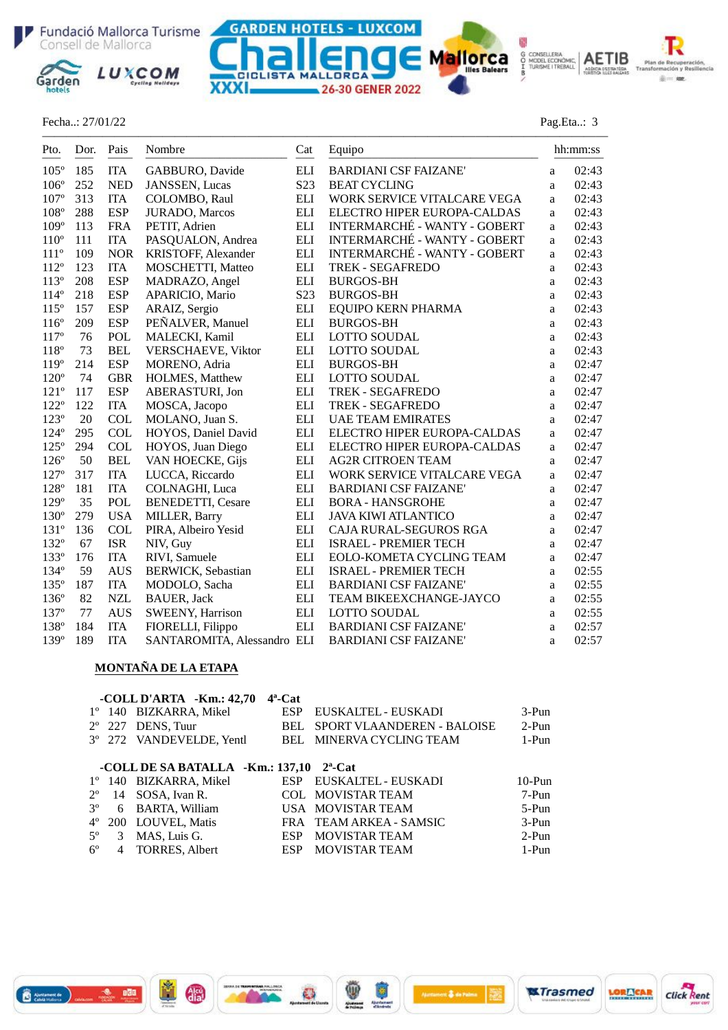Fecha..: 27/01/22

Pag.Eta..: 3

| Pto. | Dor. | Pais | Nombre | Cat | Equipo | | hh:mm:ss |
|---|---|---|---|---|---|---|---|
| 105º | 185 | ITA | GABBURO, Davide | ELI | BARDIANI CSF FAIZANE' | a | 02:43 |
| 106º | 252 | NED | JANSSEN, Lucas | S23 | BEAT CYCLING | a | 02:43 |
| 107º | 313 | ITA | COLOMBO, Raul | ELI | WORK SERVICE VITALCARE VEGA | a | 02:43 |
| 108º | 288 | ESP | JURADO, Marcos | ELI | ELECTRO HIPER EUROPA-CALDAS | a | 02:43 |
| 109º | 113 | FRA | PETIT, Adrien | ELI | INTERMARCHÉ - WANTY - GOBERT | a | 02:43 |
| 110º | 111 | ITA | PASQUALON, Andrea | ELI | INTERMARCHÉ - WANTY - GOBERT | a | 02:43 |
| 111º | 109 | NOR | KRISTOFF, Alexander | ELI | INTERMARCHÉ - WANTY - GOBERT | a | 02:43 |
| 112º | 123 | ITA | MOSCHETTI, Matteo | ELI | TREK - SEGAFREDO | a | 02:43 |
| 113º | 208 | ESP | MADRAZO, Angel | ELI | BURGOS-BH | a | 02:43 |
| 114º | 218 | ESP | APARICIO, Mario | S23 | BURGOS-BH | a | 02:43 |
| 115º | 157 | ESP | ARAIZ, Sergio | ELI | EQUIPO KERN PHARMA | a | 02:43 |
| 116º | 209 | ESP | PEÑALVER, Manuel | ELI | BURGOS-BH | a | 02:43 |
| 117º | 76 | POL | MALECKI, Kamil | ELI | LOTTO SOUDAL | a | 02:43 |
| 118º | 73 | BEL | VERSCHAEVE, Viktor | ELI | LOTTO SOUDAL | a | 02:43 |
| 119º | 214 | ESP | MORENO, Adria | ELI | BURGOS-BH | a | 02:47 |
| 120º | 74 | GBR | HOLMES, Matthew | ELI | LOTTO SOUDAL | a | 02:47 |
| 121º | 117 | ESP | ABERASTURI, Jon | ELI | TREK - SEGAFREDO | a | 02:47 |
| 122º | 122 | ITA | MOSCA, Jacopo | ELI | TREK - SEGAFREDO | a | 02:47 |
| 123º | 20 | COL | MOLANO, Juan S. | ELI | UAE TEAM EMIRATES | a | 02:47 |
| 124º | 295 | COL | HOYOS, Daniel David | ELI | ELECTRO HIPER EUROPA-CALDAS | a | 02:47 |
| 125º | 294 | COL | HOYOS, Juan Diego | ELI | ELECTRO HIPER EUROPA-CALDAS | a | 02:47 |
| 126º | 50 | BEL | VAN HOECKE, Gijs | ELI | AG2R CITROEN TEAM | a | 02:47 |
| 127º | 317 | ITA | LUCCA, Riccardo | ELI | WORK SERVICE VITALCARE VEGA | a | 02:47 |
| 128º | 181 | ITA | COLNAGHI, Luca | ELI | BARDIANI CSF FAIZANE' | a | 02:47 |
| 129º | 35 | POL | BENEDETTI, Cesare | ELI | BORA - HANSGROHE | a | 02:47 |
| 130º | 279 | USA | MILLER, Barry | ELI | JAVA KIWI ATLANTICO | a | 02:47 |
| 131º | 136 | COL | PIRA, Albeiro Yesid | ELI | CAJA RURAL-SEGUROS RGA | a | 02:47 |
| 132º | 67 | ISR | NIV, Guy | ELI | ISRAEL - PREMIER TECH | a | 02:47 |
| 133º | 176 | ITA | RIVI, Samuele | ELI | EOLO-KOMETA CYCLING TEAM | a | 02:47 |
| 134º | 59 | AUS | BERWICK, Sebastian | ELI | ISRAEL - PREMIER TECH | a | 02:55 |
| 135º | 187 | ITA | MODOLO, Sacha | ELI | BARDIANI CSF FAIZANE' | a | 02:55 |
| 136º | 82 | NZL | BAUER, Jack | ELI | TEAM BIKEEXCHANGE-JAYCO | a | 02:55 |
| 137º | 77 | AUS | SWEENY, Harrison | ELI | LOTTO SOUDAL | a | 02:55 |
| 138º | 184 | ITA | FIORELLI, Filippo | ELI | BARDIANI CSF FAIZANE' | a | 02:57 |
| 139º | 189 | ITA | SANTAROMITA, Alessandro | ELI | BARDIANI CSF FAIZANE' | a | 02:57 |

## MONTAÑA DE LA ETAPA

**-COLL D'ARTA -Km.: 42,70 4ª-Cat**

| | | | | | |
|---|---|---|---|---|---|
| 1º | 140 | BIZKARRA, Mikel | ESP | EUSKALTEL - EUSKADI | 3-Pun |
| 2º | 227 | DENS, Tuur | BEL | SPORT VLAANDEREN - BALOISE | 2-Pun |
| 3º | 272 | VANDEVELDE, Yentl | BEL | MINERVA CYCLING TEAM | 1-Pun |

**-COLL DE SA BATALLA -Km.: 137,10 2ª-Cat**

| | | | | | |
|---|---|---|---|---|---|
| 1º | 140 | BIZKARRA, Mikel | ESP | EUSKALTEL - EUSKADI | 10-Pun |
| 2º | 14 | SOSA, Ivan R. | COL | MOVISTAR TEAM | 7-Pun |
| 3º | 6 | BARTA, William | USA | MOVISTAR TEAM | 5-Pun |
| 4º | 200 | LOUVEL, Matis | FRA | TEAM ARKEA - SAMSIC | 3-Pun |
| 5º | 3 | MAS, Luis G. | ESP | MOVISTAR TEAM | 2-Pun |
| 6º | 4 | TORRES, Albert | ESP | MOVISTAR TEAM | 1-Pun |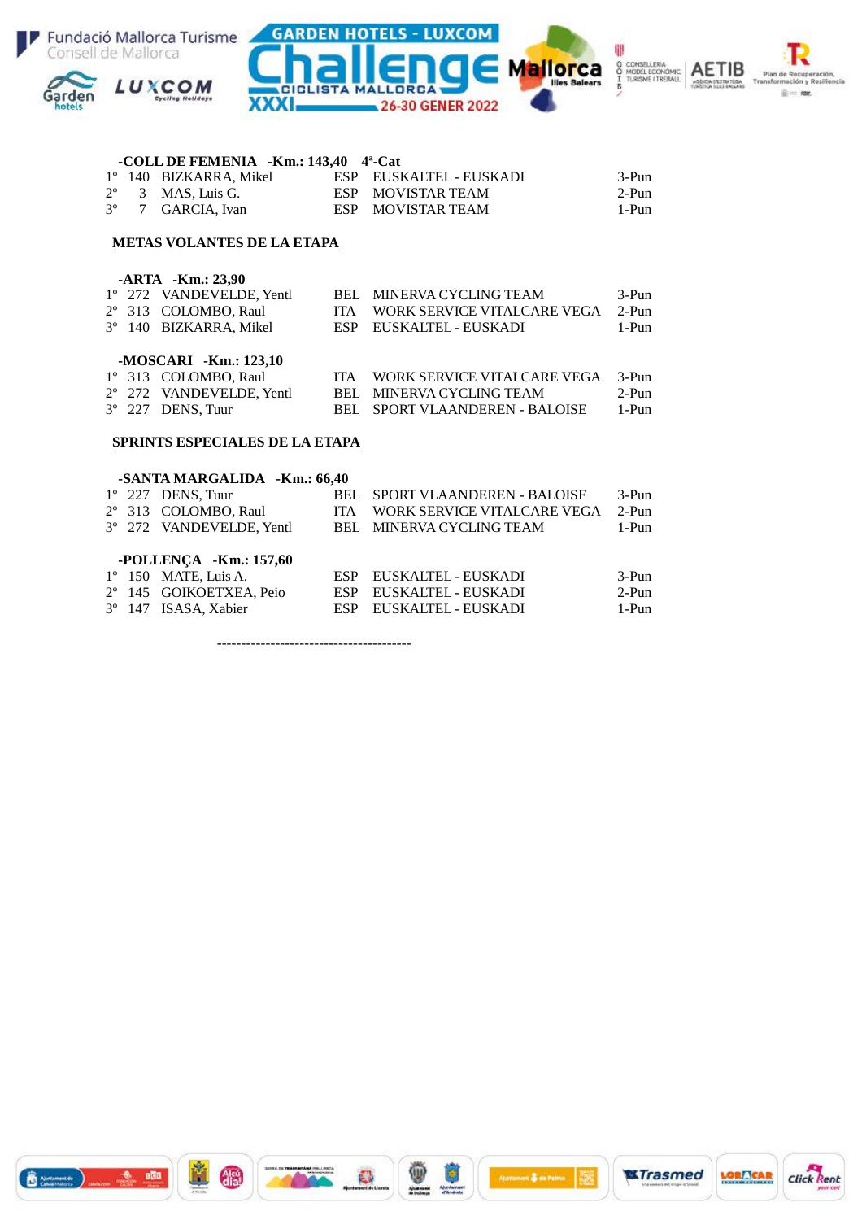**-COLL DE FEMENIA -Km.: 143,40 4ª-Cat**

| | | | | | |
|---|---|---|---|---|---|
| 1º | 140 | BIZKARRA, Mikel | ESP | EUSKALTEL - EUSKADI | 3-Pun |
| 2º | 3 | MAS, Luis G. | ESP | MOVISTAR TEAM | 2-Pun |
| 3º | 7 | GARCIA, Ivan | ESP | MOVISTAR TEAM | 1-Pun |

## METAS VOLANTES DE LA ETAPA

**-ARTA -Km.: 23,90**

| | | | | | |
|---|---|---|---|---|---|
| 1º | 272 | VANDEVELDE, Yentl | BEL | MINERVA CYCLING TEAM | 3-Pun |
| 2º | 313 | COLOMBO, Raul | ITA | WORK SERVICE VITALCARE VEGA | 2-Pun |
| 3º | 140 | BIZKARRA, Mikel | ESP | EUSKALTEL - EUSKADI | 1-Pun |

**-MOSCARI -Km.: 123,10**

| | | | | | |
|---|---|---|---|---|---|
| 1º | 313 | COLOMBO, Raul | ITA | WORK SERVICE VITALCARE VEGA | 3-Pun |
| 2º | 272 | VANDEVELDE, Yentl | BEL | MINERVA CYCLING TEAM | 2-Pun |
| 3º | 227 | DENS, Tuur | BEL | SPORT VLAANDEREN - BALOISE | 1-Pun |

## SPRINTS ESPECIALES DE LA ETAPA

**-SANTA MARGALIDA -Km.: 66,40**

| | | | | | |
|---|---|---|---|---|---|
| 1º | 227 | DENS, Tuur | BEL | SPORT VLAANDEREN - BALOISE | 3-Pun |
| 2º | 313 | COLOMBO, Raul | ITA | WORK SERVICE VITALCARE VEGA | 2-Pun |
| 3º | 272 | VANDEVELDE, Yentl | BEL | MINERVA CYCLING TEAM | 1-Pun |

**-POLLENÇA -Km.: 157,60**

| | | | | | |
|---|---|---|---|---|---|
| 1º | 150 | MATE, Luis A. | ESP | EUSKALTEL - EUSKADI | 3-Pun |
| 2º | 145 | GOIKOETXEA, Peio | ESP | EUSKALTEL - EUSKADI | 2-Pun |
| 3º | 147 | ISASA, Xabier | ESP | EUSKALTEL - EUSKADI | 1-Pun |

---------------------------------------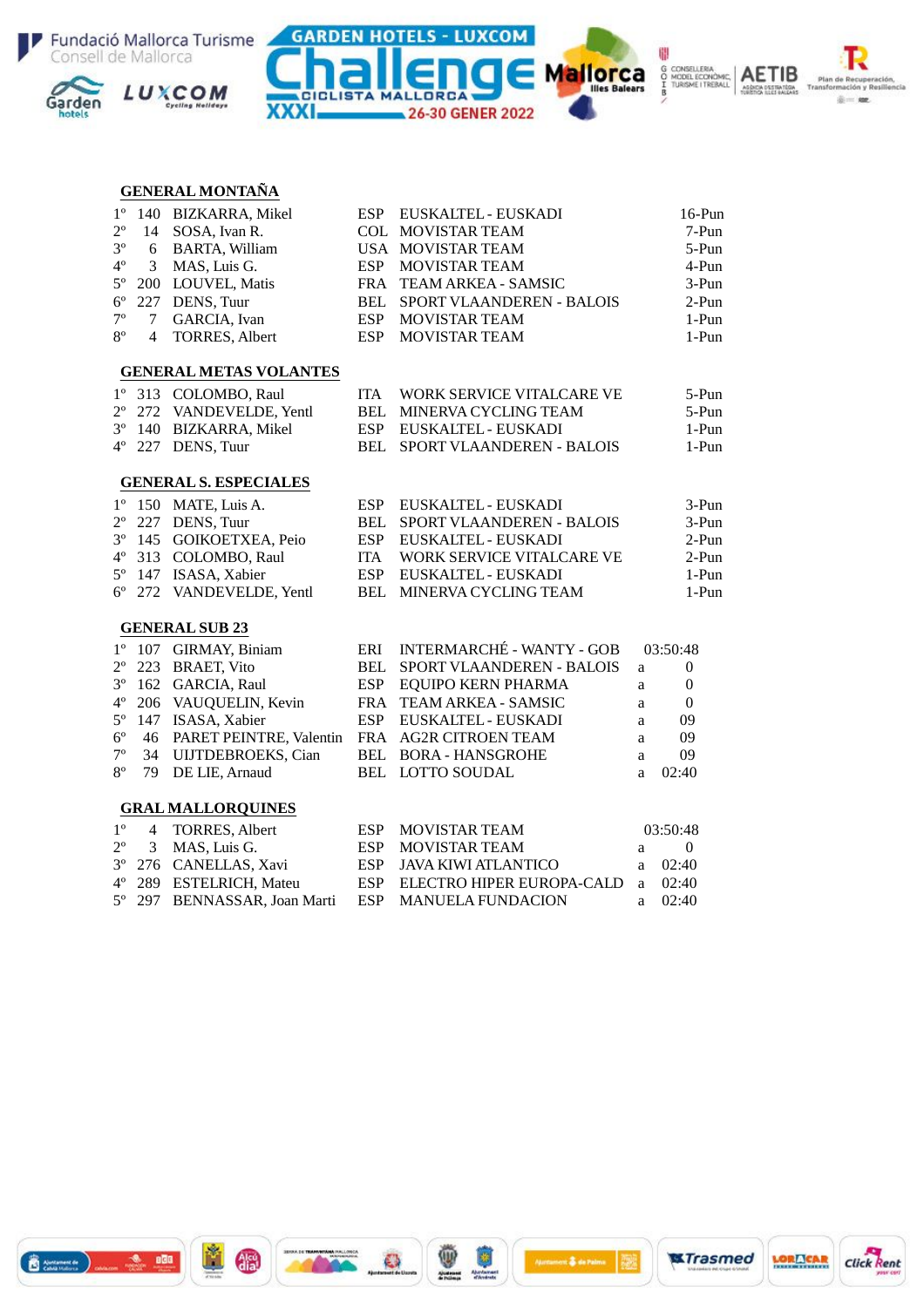## GENERAL MONTAÑA

| | | | | | |
|---|---|---|---|---|---|
| 1º | 140 | BIZKARRA, Mikel | ESP | EUSKALTEL - EUSKADI | 16-Pun |
| 2º | 14 | SOSA, Ivan R. | COL | MOVISTAR TEAM | 7-Pun |
| 3º | 6 | BARTA, William | USA | MOVISTAR TEAM | 5-Pun |
| 4º | 3 | MAS, Luis G. | ESP | MOVISTAR TEAM | 4-Pun |
| 5º | 200 | LOUVEL, Matis | FRA | TEAM ARKEA - SAMSIC | 3-Pun |
| 6º | 227 | DENS, Tuur | BEL | SPORT VLAANDEREN - BALOIS | 2-Pun |
| 7º | 7 | GARCIA, Ivan | ESP | MOVISTAR TEAM | 1-Pun |
| 8º | 4 | TORRES, Albert | ESP | MOVISTAR TEAM | 1-Pun |

## GENERAL METAS VOLANTES

| | | | | | |
|---|---|---|---|---|---|
| 1º | 313 | COLOMBO, Raul | ITA | WORK SERVICE VITALCARE VE | 5-Pun |
| 2º | 272 | VANDEVELDE, Yentl | BEL | MINERVA CYCLING TEAM | 5-Pun |
| 3º | 140 | BIZKARRA, Mikel | ESP | EUSKALTEL - EUSKADI | 1-Pun |
| 4º | 227 | DENS, Tuur | BEL | SPORT VLAANDEREN - BALOIS | 1-Pun |

## GENERAL S. ESPECIALES

| | | | | | |
|---|---|---|---|---|---|
| 1º | 150 | MATE, Luis A. | ESP | EUSKALTEL - EUSKADI | 3-Pun |
| 2º | 227 | DENS, Tuur | BEL | SPORT VLAANDEREN - BALOIS | 3-Pun |
| 3º | 145 | GOIKOETXEA, Peio | ESP | EUSKALTEL - EUSKADI | 2-Pun |
| 4º | 313 | COLOMBO, Raul | ITA | WORK SERVICE VITALCARE VE | 2-Pun |
| 5º | 147 | ISASA, Xabier | ESP | EUSKALTEL - EUSKADI | 1-Pun |
| 6º | 272 | VANDEVELDE, Yentl | BEL | MINERVA CYCLING TEAM | 1-Pun |

## GENERAL SUB 23

| | | | | | | |
|---|---|---|---|---|---|---|
| 1º | 107 | GIRMAY, Biniam | ERI | INTERMARCHÉ - WANTY - GOB | | 03:50:48 |
| 2º | 223 | BRAET, Vito | BEL | SPORT VLAANDEREN - BALOIS | a | 0 |
| 3º | 162 | GARCIA, Raul | ESP | EQUIPO KERN PHARMA | a | 0 |
| 4º | 206 | VAUQUELIN, Kevin | FRA | TEAM ARKEA - SAMSIC | a | 0 |
| 5º | 147 | ISASA, Xabier | ESP | EUSKALTEL - EUSKADI | a | 09 |
| 6º | 46 | PARET PEINTRE, Valentin | FRA | AG2R CITROEN TEAM | a | 09 |
| 7º | 34 | UIJTDEBROEKS, Cian | BEL | BORA - HANSGROHE | a | 09 |
| 8º | 79 | DE LIE, Arnaud | BEL | LOTTO SOUDAL | a | 02:40 |

## GRAL MALLORQUINES

| | | | | | | |
|---|---|---|---|---|---|---|
| 1º | 4 | TORRES, Albert | ESP | MOVISTAR TEAM | | 03:50:48 |
| 2º | 3 | MAS, Luis G. | ESP | MOVISTAR TEAM | a | 0 |
| 3º | 276 | CANELLAS, Xavi | ESP | JAVA KIWI ATLANTICO | a | 02:40 |
| 4º | 289 | ESTELRICH, Mateu | ESP | ELECTRO HIPER EUROPA-CALD | a | 02:40 |
| 5º | 297 | BENNASSAR, Joan Marti | ESP | MANUELA FUNDACION | a | 02:40 |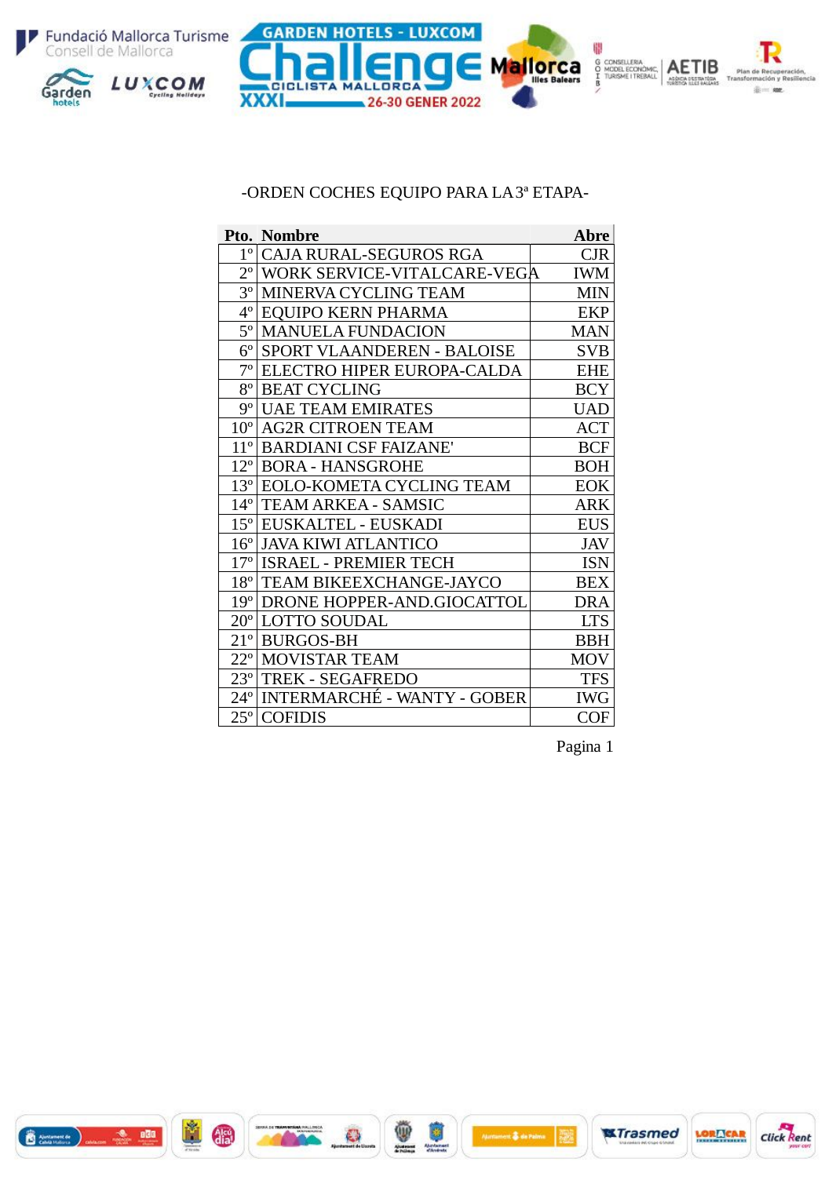-ORDEN COCHES EQUIPO PARA LA 3ª ETAPA-

| Pto. | Nombre | Abre |
|---|---|---|
| 1º | CAJA RURAL-SEGUROS RGA | CJR |
| 2º | WORK SERVICE-VITALCARE-VEGA | IWM |
| 3º | MINERVA CYCLING TEAM | MIN |
| 4º | EQUIPO KERN PHARMA | EKP |
| 5º | MANUELA FUNDACION | MAN |
| 6º | SPORT VLAANDEREN - BALOISE | SVB |
| 7º | ELECTRO HIPER EUROPA-CALDA | EHE |
| 8º | BEAT CYCLING | BCY |
| 9º | UAE TEAM EMIRATES | UAD |
| 10º | AG2R CITROEN TEAM | ACT |
| 11º | BARDIANI CSF FAIZANE' | BCF |
| 12º | BORA - HANSGROHE | BOH |
| 13º | EOLO-KOMETA CYCLING TEAM | EOK |
| 14º | TEAM ARKEA - SAMSIC | ARK |
| 15º | EUSKALTEL - EUSKADI | EUS |
| 16º | JAVA KIWI ATLANTICO | JAV |
| 17º | ISRAEL - PREMIER TECH | ISN |
| 18º | TEAM BIKEEXCHANGE-JAYCO | BEX |
| 19º | DRONE HOPPER-AND.GIOCATTOL | DRA |
| 20º | LOTTO SOUDAL | LTS |
| 21º | BURGOS-BH | BBH |
| 22º | MOVISTAR TEAM | MOV |
| 23º | TREK - SEGAFREDO | TFS |
| 24º | INTERMARCHÉ - WANTY - GOBER | IWG |
| 25º | COFIDIS | COF |